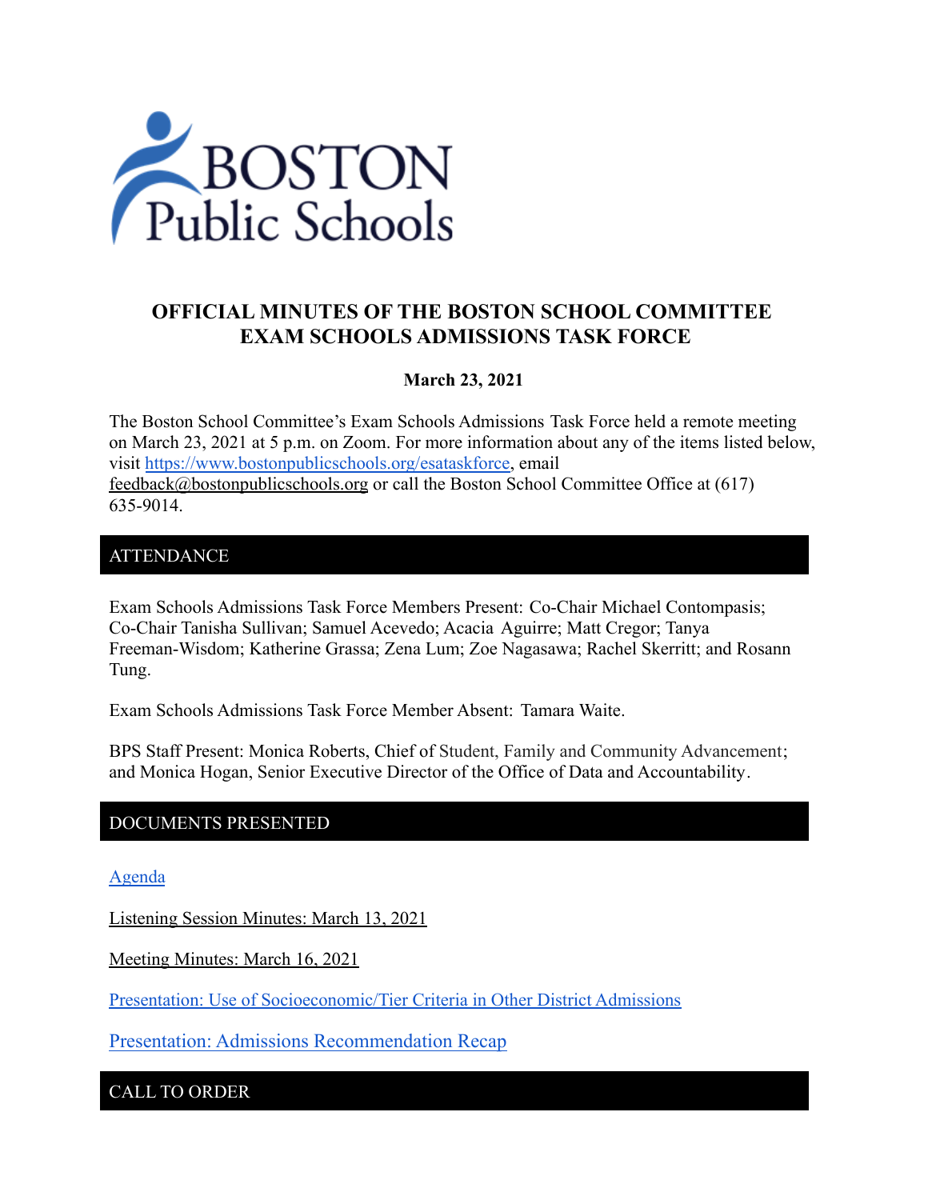# OFFICIAL MINUTES OF THE BOSTON SCHOOL COMMITTEE EXAM SCHOOLS ADMISSIONS TASK FORCE

**March 23, 2021**

The Boston School Committee's Exam Schools Admissions Task Force held a remote meeting on March 23, 2021 at 5 p.m. on Zoom. For more information about any of the items listed below, visit https://www.bostonpublicschools.org/esataskforce, email feedback@bostonpublicschools.org or call the Boston School Committee Office at (617) 635-9014.

## ATTENDANCE

Exam Schools Admissions Task Force Members Present: Co-Chair Michael Contompasis; Co-Chair Tanisha Sullivan; Samuel Acevedo; Acacia Aguirre; Matt Cregor; Tanya Freeman-Wisdom; Katherine Grassa; Zena Lum; Zoe Nagasawa; Rachel Skerritt; and Rosann Tung.

Exam Schools Admissions Task Force Member Absent: Tamara Waite.

BPS Staff Present: Monica Roberts, Chief of Student, Family and Community Advancement; and Monica Hogan, Senior Executive Director of the Office of Data and Accountability.

## DOCUMENTS PRESENTED

Agenda

Listening Session Minutes: March 13, 2021

Meeting Minutes: March 16, 2021

Presentation: Use of Socioeconomic/Tier Criteria in Other District Admissions

Presentation: Admissions Recommendation Recap

## CALL TO ORDER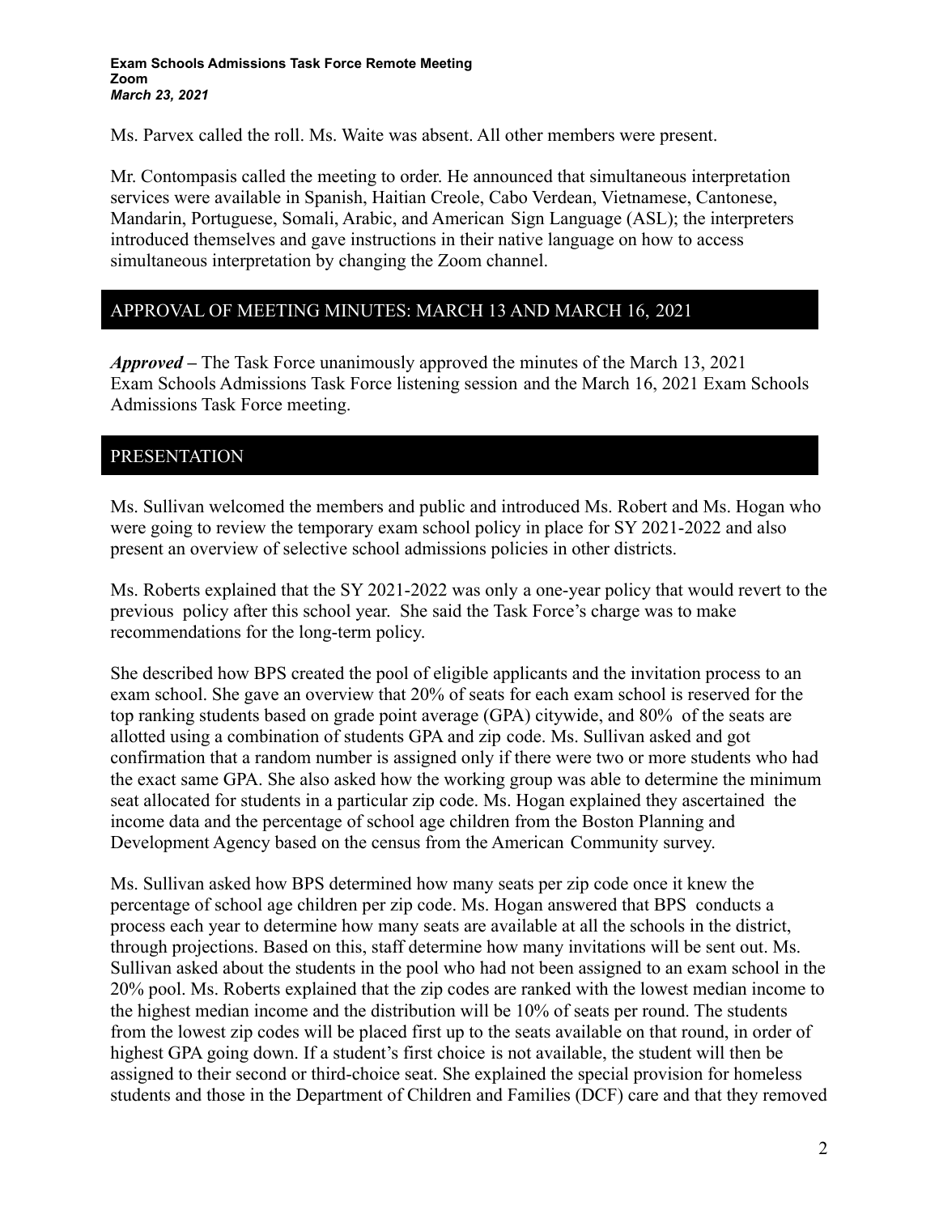Ms. Parvex called the roll. Ms. Waite was absent. All other members were present.

Mr. Contompasis called the meeting to order. He announced that simultaneous interpretation services were available in Spanish, Haitian Creole, Cabo Verdean, Vietnamese, Cantonese, Mandarin, Portuguese, Somali, Arabic, and American Sign Language (ASL); the interpreters introduced themselves and gave instructions in their native language on how to access simultaneous interpretation by changing the Zoom channel.

## APPROVAL OF MEETING MINUTES: MARCH 13 AND MARCH 16, 2021

***Approved*** **–** The Task Force unanimously approved the minutes of the March 13, 2021 Exam Schools Admissions Task Force listening session and the March 16, 2021 Exam Schools Admissions Task Force meeting.

## PRESENTATION

Ms. Sullivan welcomed the members and public and introduced Ms. Robert and Ms. Hogan who were going to review the temporary exam school policy in place for SY 2021-2022 and also present an overview of selective school admissions policies in other districts.

Ms. Roberts explained that the SY 2021-2022 was only a one-year policy that would revert to the previous policy after this school year. She said the Task Force's charge was to make recommendations for the long-term policy.

She described how BPS created the pool of eligible applicants and the invitation process to an exam school. She gave an overview that 20% of seats for each exam school is reserved for the top ranking students based on grade point average (GPA) citywide, and 80% of the seats are allotted using a combination of students GPA and zip code. Ms. Sullivan asked and got confirmation that a random number is assigned only if there were two or more students who had the exact same GPA. She also asked how the working group was able to determine the minimum seat allocated for students in a particular zip code. Ms. Hogan explained they ascertained the income data and the percentage of school age children from the Boston Planning and Development Agency based on the census from the American Community survey.

Ms. Sullivan asked how BPS determined how many seats per zip code once it knew the percentage of school age children per zip code. Ms. Hogan answered that BPS conducts a process each year to determine how many seats are available at all the schools in the district, through projections. Based on this, staff determine how many invitations will be sent out. Ms. Sullivan asked about the students in the pool who had not been assigned to an exam school in the 20% pool. Ms. Roberts explained that the zip codes are ranked with the lowest median income to the highest median income and the distribution will be 10% of seats per round. The students from the lowest zip codes will be placed first up to the seats available on that round, in order of highest GPA going down. If a student's first choice is not available, the student will then be assigned to their second or third-choice seat. She explained the special provision for homeless students and those in the Department of Children and Families (DCF) care and that they removed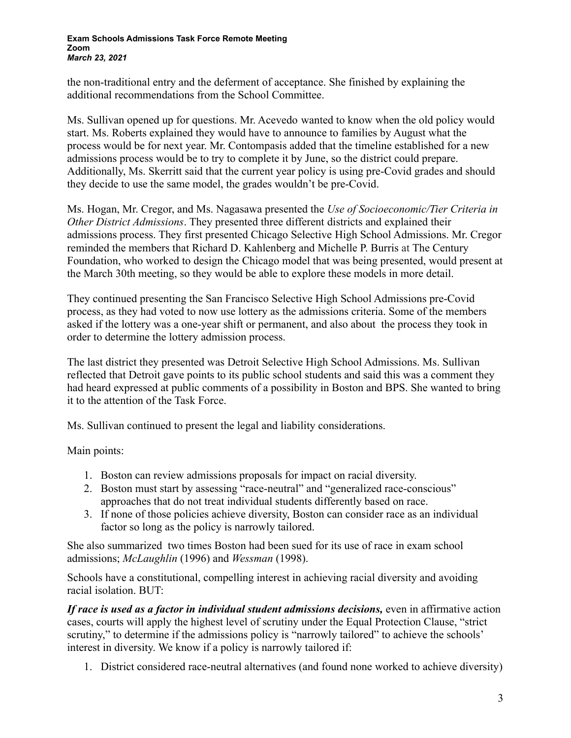the non-traditional entry and the deferment of acceptance. She finished by explaining the additional recommendations from the School Committee.

Ms. Sullivan opened up for questions. Mr. Acevedo wanted to know when the old policy would start. Ms. Roberts explained they would have to announce to families by August what the process would be for next year. Mr. Contompasis added that the timeline established for a new admissions process would be to try to complete it by June, so the district could prepare. Additionally, Ms. Skerritt said that the current year policy is using pre-Covid grades and should they decide to use the same model, the grades wouldn't be pre-Covid.

Ms. Hogan, Mr. Cregor, and Ms. Nagasawa presented the *Use of Socioeconomic/Tier Criteria in Other District Admissions*. They presented three different districts and explained their admissions process. They first presented Chicago Selective High School Admissions. Mr. Cregor reminded the members that Richard D. Kahlenberg and Michelle P. Burris at The Century Foundation, who worked to design the Chicago model that was being presented, would present at the March 30th meeting, so they would be able to explore these models in more detail.

They continued presenting the San Francisco Selective High School Admissions pre-Covid process, as they had voted to now use lottery as the admissions criteria. Some of the members asked if the lottery was a one-year shift or permanent, and also about the process they took in order to determine the lottery admission process.

The last district they presented was Detroit Selective High School Admissions. Ms. Sullivan reflected that Detroit gave points to its public school students and said this was a comment they had heard expressed at public comments of a possibility in Boston and BPS. She wanted to bring it to the attention of the Task Force.

Ms. Sullivan continued to present the legal and liability considerations.

Main points:

1. Boston can review admissions proposals for impact on racial diversity.
2. Boston must start by assessing "race-neutral" and "generalized race-conscious" approaches that do not treat individual students differently based on race.
3. If none of those policies achieve diversity, Boston can consider race as an individual factor so long as the policy is narrowly tailored.

She also summarized two times Boston had been sued for its use of race in exam school admissions; *McLaughlin* (1996) and *Wessman* (1998).

Schools have a constitutional, compelling interest in achieving racial diversity and avoiding racial isolation. BUT:

***If race is used as a factor in individual student admissions decisions,*** even in affirmative action cases, courts will apply the highest level of scrutiny under the Equal Protection Clause, "strict scrutiny," to determine if the admissions policy is "narrowly tailored" to achieve the schools' interest in diversity. We know if a policy is narrowly tailored if:

1. District considered race-neutral alternatives (and found none worked to achieve diversity)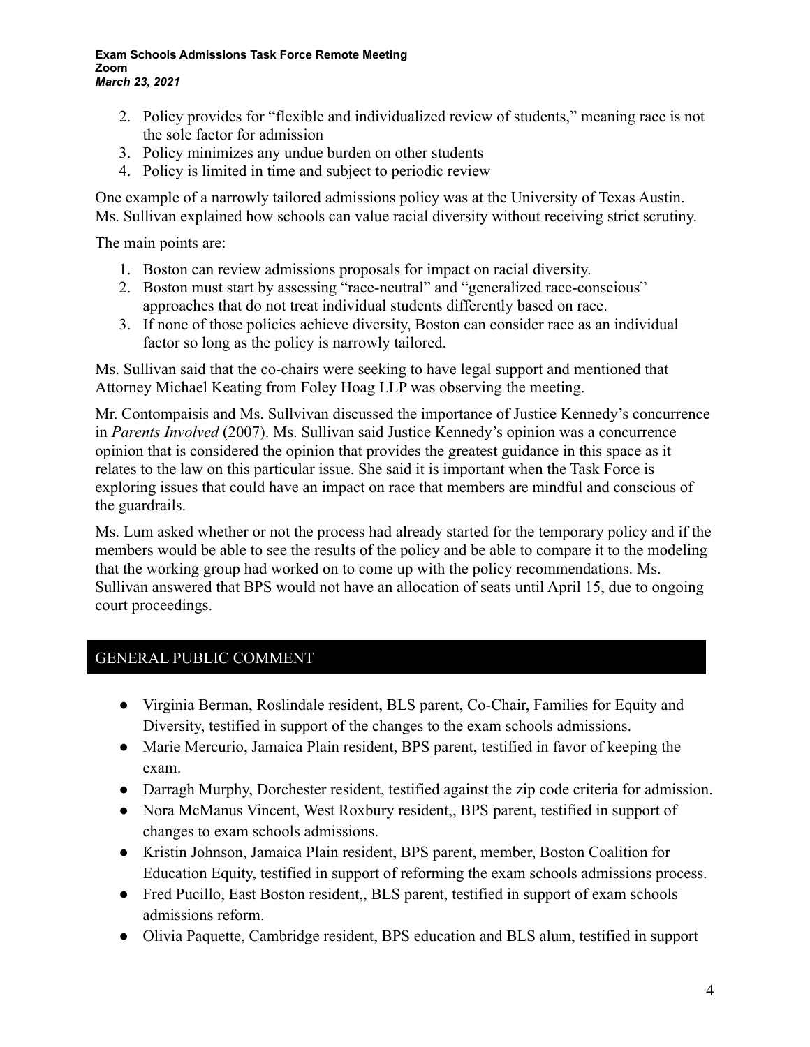2. Policy provides for "flexible and individualized review of students," meaning race is not the sole factor for admission
3. Policy minimizes any undue burden on other students
4. Policy is limited in time and subject to periodic review

One example of a narrowly tailored admissions policy was at the University of Texas Austin. Ms. Sullivan explained how schools can value racial diversity without receiving strict scrutiny.

The main points are:

1. Boston can review admissions proposals for impact on racial diversity.
2. Boston must start by assessing "race-neutral" and "generalized race-conscious" approaches that do not treat individual students differently based on race.
3. If none of those policies achieve diversity, Boston can consider race as an individual factor so long as the policy is narrowly tailored.

Ms. Sullivan said that the co-chairs were seeking to have legal support and mentioned that Attorney Michael Keating from Foley Hoag LLP was observing the meeting.

Mr. Contompaisis and Ms. Sullvivan discussed the importance of Justice Kennedy's concurrence in *Parents Involved* (2007). Ms. Sullivan said Justice Kennedy's opinion was a concurrence opinion that is considered the opinion that provides the greatest guidance in this space as it relates to the law on this particular issue. She said it is important when the Task Force is exploring issues that could have an impact on race that members are mindful and conscious of the guardrails.

Ms. Lum asked whether or not the process had already started for the temporary policy and if the members would be able to see the results of the policy and be able to compare it to the modeling that the working group had worked on to come up with the policy recommendations. Ms. Sullivan answered that BPS would not have an allocation of seats until April 15, due to ongoing court proceedings.

## GENERAL PUBLIC COMMENT

- Virginia Berman, Roslindale resident, BLS parent, Co-Chair, Families for Equity and Diversity, testified in support of the changes to the exam schools admissions.
- Marie Mercurio, Jamaica Plain resident, BPS parent, testified in favor of keeping the exam.
- Darragh Murphy, Dorchester resident, testified against the zip code criteria for admission.
- Nora McManus Vincent, West Roxbury resident,, BPS parent, testified in support of changes to exam schools admissions.
- Kristin Johnson, Jamaica Plain resident, BPS parent, member, Boston Coalition for Education Equity, testified in support of reforming the exam schools admissions process.
- Fred Pucillo, East Boston resident,, BLS parent, testified in support of exam schools admissions reform.
- Olivia Paquette, Cambridge resident, BPS education and BLS alum, testified in support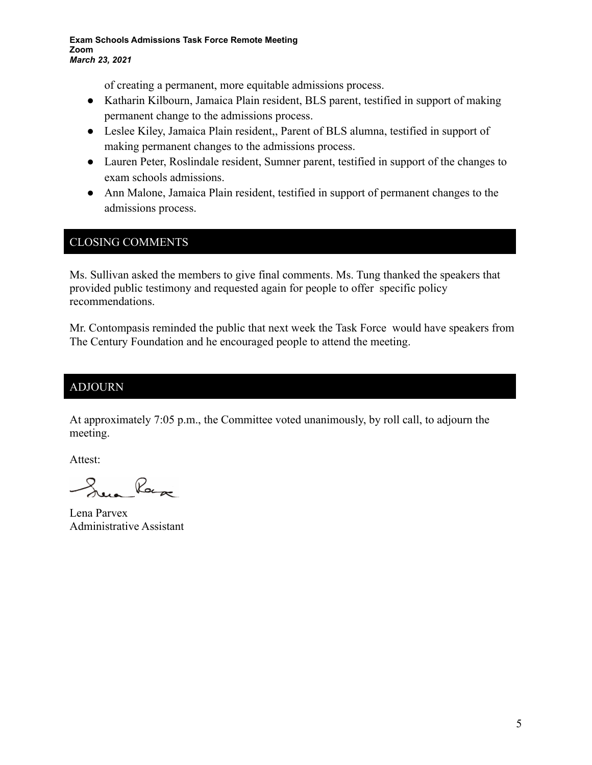of creating a permanent, more equitable admissions process.

- Katharin Kilbourn, Jamaica Plain resident, BLS parent, testified in support of making permanent change to the admissions process.
- Leslee Kiley, Jamaica Plain resident,, Parent of BLS alumna, testified in support of making permanent changes to the admissions process.
- Lauren Peter, Roslindale resident, Sumner parent, testified in support of the changes to exam schools admissions.
- Ann Malone, Jamaica Plain resident, testified in support of permanent changes to the admissions process.

## CLOSING COMMENTS

Ms. Sullivan asked the members to give final comments. Ms. Tung thanked the speakers that provided public testimony and requested again for people to offer specific policy recommendations.

Mr. Contompasis reminded the public that next week the Task Force would have speakers from The Century Foundation and he encouraged people to attend the meeting.

## ADJOURN

At approximately 7:05 p.m., the Committee voted unanimously, by roll call, to adjourn the meeting.

Attest:

Lena Parvex
Administrative Assistant